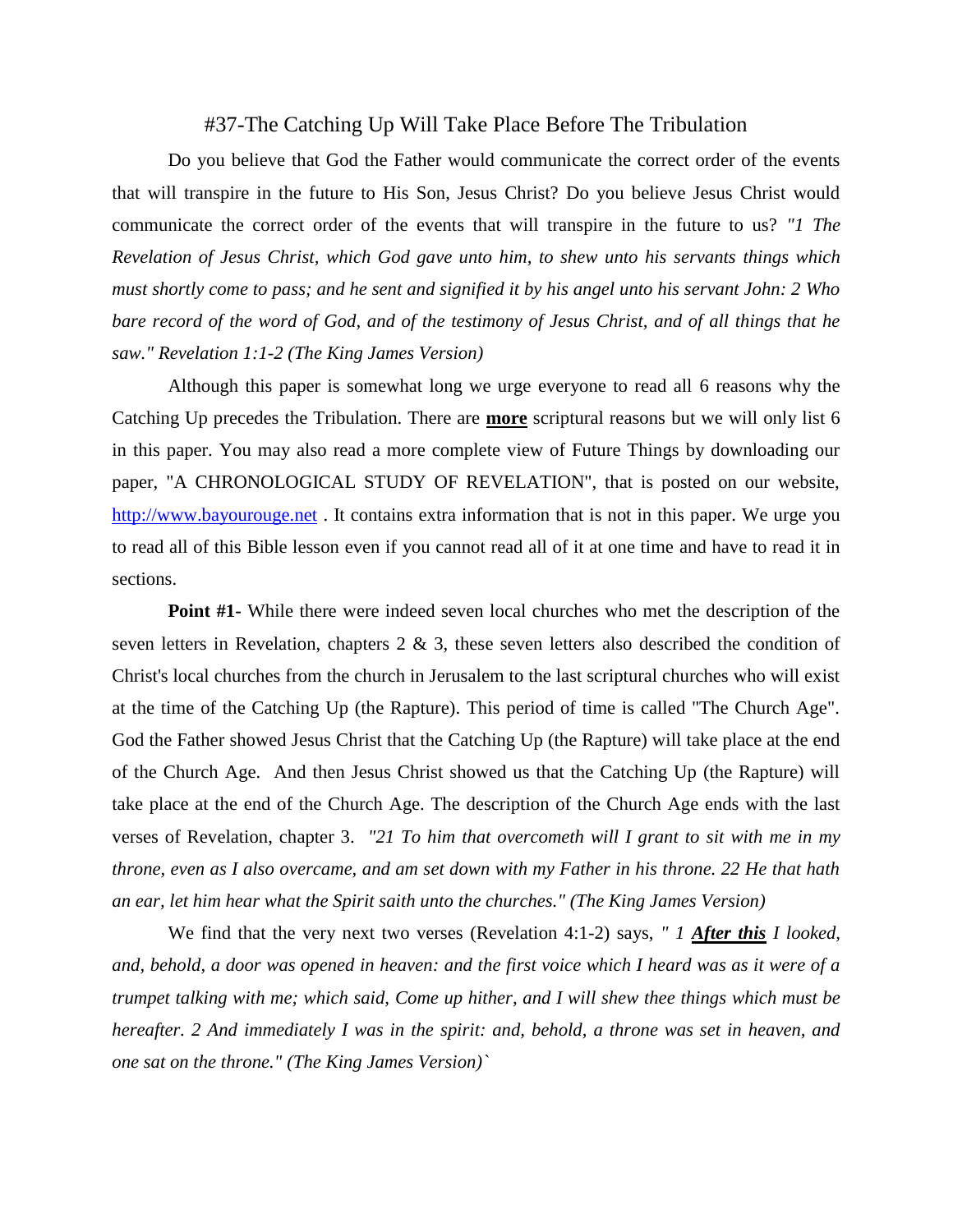# #37-The Catching Up Will Take Place Before The Tribulation

Do you believe that God the Father would communicate the correct order of the events that will transpire in the future to His Son, Jesus Christ? Do you believe Jesus Christ would communicate the correct order of the events that will transpire in the future to us? *"1 The Revelation of Jesus Christ, which God gave unto him, to shew unto his servants things which must shortly come to pass; and he sent and signified it by his angel unto his servant John: 2 Who bare record of the word of God, and of the testimony of Jesus Christ, and of all things that he saw." Revelation 1:1-2 (The King James Version)*

Although this paper is somewhat long we urge everyone to read all 6 reasons why the Catching Up precedes the Tribulation. There are **more** scriptural reasons but we will only list 6 in this paper. You may also read a more complete view of Future Things by downloading our paper, "A CHRONOLOGICAL STUDY OF REVELATION", that is posted on our website, http://www.bayourouge.net . It contains extra information that is not in this paper. We urge you to read all of this Bible lesson even if you cannot read all of it at one time and have to read it in sections.

**Point #1-** While there were indeed seven local churches who met the description of the seven letters in Revelation, chapters 2 & 3, these seven letters also described the condition of Christ's local churches from the church in Jerusalem to the last scriptural churches who will exist at the time of the Catching Up (the Rapture). This period of time is called "The Church Age". God the Father showed Jesus Christ that the Catching Up (the Rapture) will take place at the end of the Church Age. And then Jesus Christ showed us that the Catching Up (the Rapture) will take place at the end of the Church Age. The description of the Church Age ends with the last verses of Revelation, chapter 3. *"21 To him that overcometh will I grant to sit with me in my throne, even as I also overcame, and am set down with my Father in his throne. 22 He that hath an ear, let him hear what the Spirit saith unto the churches." (The King James Version)*

We find that the very next two verses (Revelation 4:1-2) says, *" 1 **After this** I looked, and, behold, a door was opened in heaven: and the first voice which I heard was as it were of a trumpet talking with me; which said, Come up hither, and I will shew thee things which must be hereafter. 2 And immediately I was in the spirit: and, behold, a throne was set in heaven, and one sat on the throne." (The King James Version)`*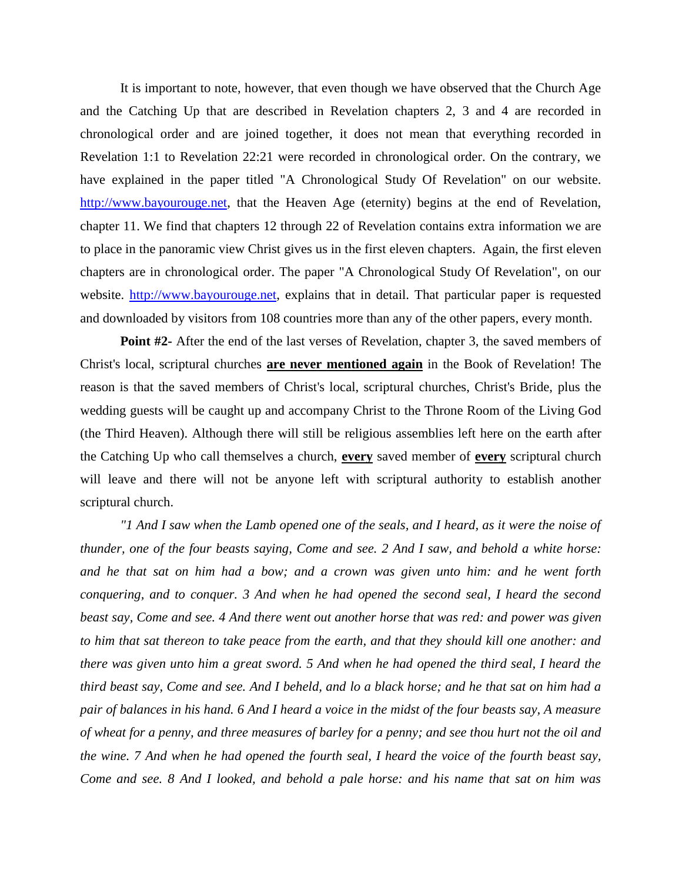It is important to note, however, that even though we have observed that the Church Age and the Catching Up that are described in Revelation chapters 2, 3 and 4 are recorded in chronological order and are joined together, it does not mean that everything recorded in Revelation 1:1 to Revelation 22:21 were recorded in chronological order. On the contrary, we have explained in the paper titled "A Chronological Study Of Revelation" on our website. http://www.bayourouge.net, that the Heaven Age (eternity) begins at the end of Revelation, chapter 11. We find that chapters 12 through 22 of Revelation contains extra information we are to place in the panoramic view Christ gives us in the first eleven chapters. Again, the first eleven chapters are in chronological order. The paper "A Chronological Study Of Revelation", on our website. http://www.bayourouge.net, explains that in detail. That particular paper is requested and downloaded by visitors from 108 countries more than any of the other papers, every month.

**Point #2-** After the end of the last verses of Revelation, chapter 3, the saved members of Christ's local, scriptural churches **are never mentioned again** in the Book of Revelation! The reason is that the saved members of Christ's local, scriptural churches, Christ's Bride, plus the wedding guests will be caught up and accompany Christ to the Throne Room of the Living God (the Third Heaven). Although there will still be religious assemblies left here on the earth after the Catching Up who call themselves a church, **every** saved member of **every** scriptural church will leave and there will not be anyone left with scriptural authority to establish another scriptural church.

*"1 And I saw when the Lamb opened one of the seals, and I heard, as it were the noise of thunder, one of the four beasts saying, Come and see. 2 And I saw, and behold a white horse: and he that sat on him had a bow; and a crown was given unto him: and he went forth conquering, and to conquer. 3 And when he had opened the second seal, I heard the second beast say, Come and see. 4 And there went out another horse that was red: and power was given to him that sat thereon to take peace from the earth, and that they should kill one another: and there was given unto him a great sword. 5 And when he had opened the third seal, I heard the third beast say, Come and see. And I beheld, and lo a black horse; and he that sat on him had a pair of balances in his hand. 6 And I heard a voice in the midst of the four beasts say, A measure of wheat for a penny, and three measures of barley for a penny; and see thou hurt not the oil and the wine. 7 And when he had opened the fourth seal, I heard the voice of the fourth beast say, Come and see. 8 And I looked, and behold a pale horse: and his name that sat on him was*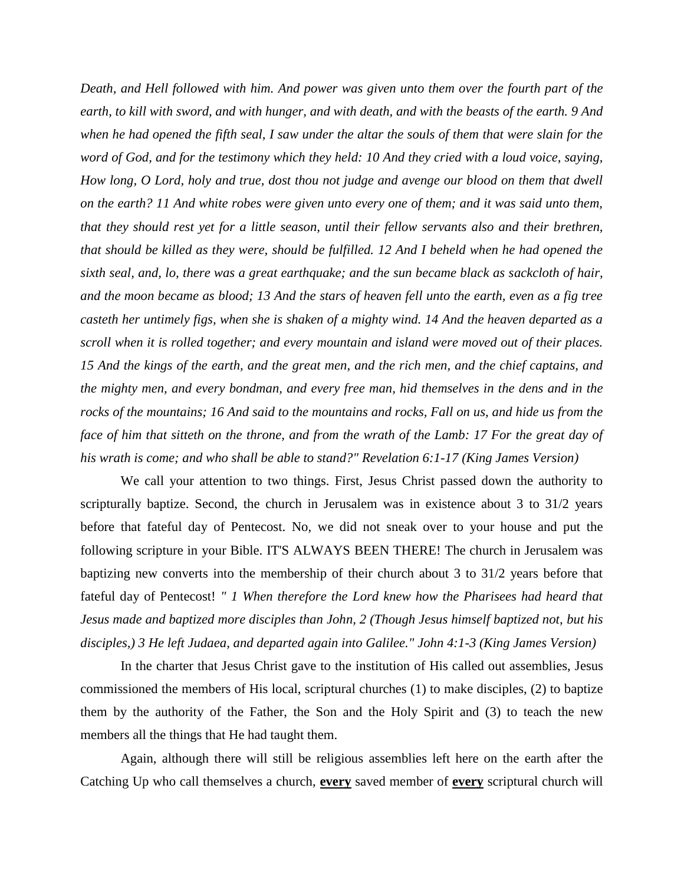*Death, and Hell followed with him. And power was given unto them over the fourth part of the earth, to kill with sword, and with hunger, and with death, and with the beasts of the earth. 9 And when he had opened the fifth seal, I saw under the altar the souls of them that were slain for the word of God, and for the testimony which they held: 10 And they cried with a loud voice, saying, How long, O Lord, holy and true, dost thou not judge and avenge our blood on them that dwell on the earth? 11 And white robes were given unto every one of them; and it was said unto them, that they should rest yet for a little season, until their fellow servants also and their brethren, that should be killed as they were, should be fulfilled. 12 And I beheld when he had opened the sixth seal, and, lo, there was a great earthquake; and the sun became black as sackcloth of hair, and the moon became as blood; 13 And the stars of heaven fell unto the earth, even as a fig tree casteth her untimely figs, when she is shaken of a mighty wind. 14 And the heaven departed as a scroll when it is rolled together; and every mountain and island were moved out of their places. 15 And the kings of the earth, and the great men, and the rich men, and the chief captains, and the mighty men, and every bondman, and every free man, hid themselves in the dens and in the rocks of the mountains; 16 And said to the mountains and rocks, Fall on us, and hide us from the face of him that sitteth on the throne, and from the wrath of the Lamb: 17 For the great day of his wrath is come; and who shall be able to stand?" Revelation 6:1-17 (King James Version)*

We call your attention to two things. First, Jesus Christ passed down the authority to scripturally baptize. Second, the church in Jerusalem was in existence about 3 to 31/2 years before that fateful day of Pentecost. No, we did not sneak over to your house and put the following scripture in your Bible. IT'S ALWAYS BEEN THERE! The church in Jerusalem was baptizing new converts into the membership of their church about 3 to 31/2 years before that fateful day of Pentecost! *" 1 When therefore the Lord knew how the Pharisees had heard that Jesus made and baptized more disciples than John, 2 (Though Jesus himself baptized not, but his disciples,) 3 He left Judaea, and departed again into Galilee." John 4:1-3 (King James Version)*

In the charter that Jesus Christ gave to the institution of His called out assemblies, Jesus commissioned the members of His local, scriptural churches (1) to make disciples, (2) to baptize them by the authority of the Father, the Son and the Holy Spirit and (3) to teach the new members all the things that He had taught them.

Again, although there will still be religious assemblies left here on the earth after the Catching Up who call themselves a church, **<u>every</u>** saved member of **<u>every</u>** scriptural church will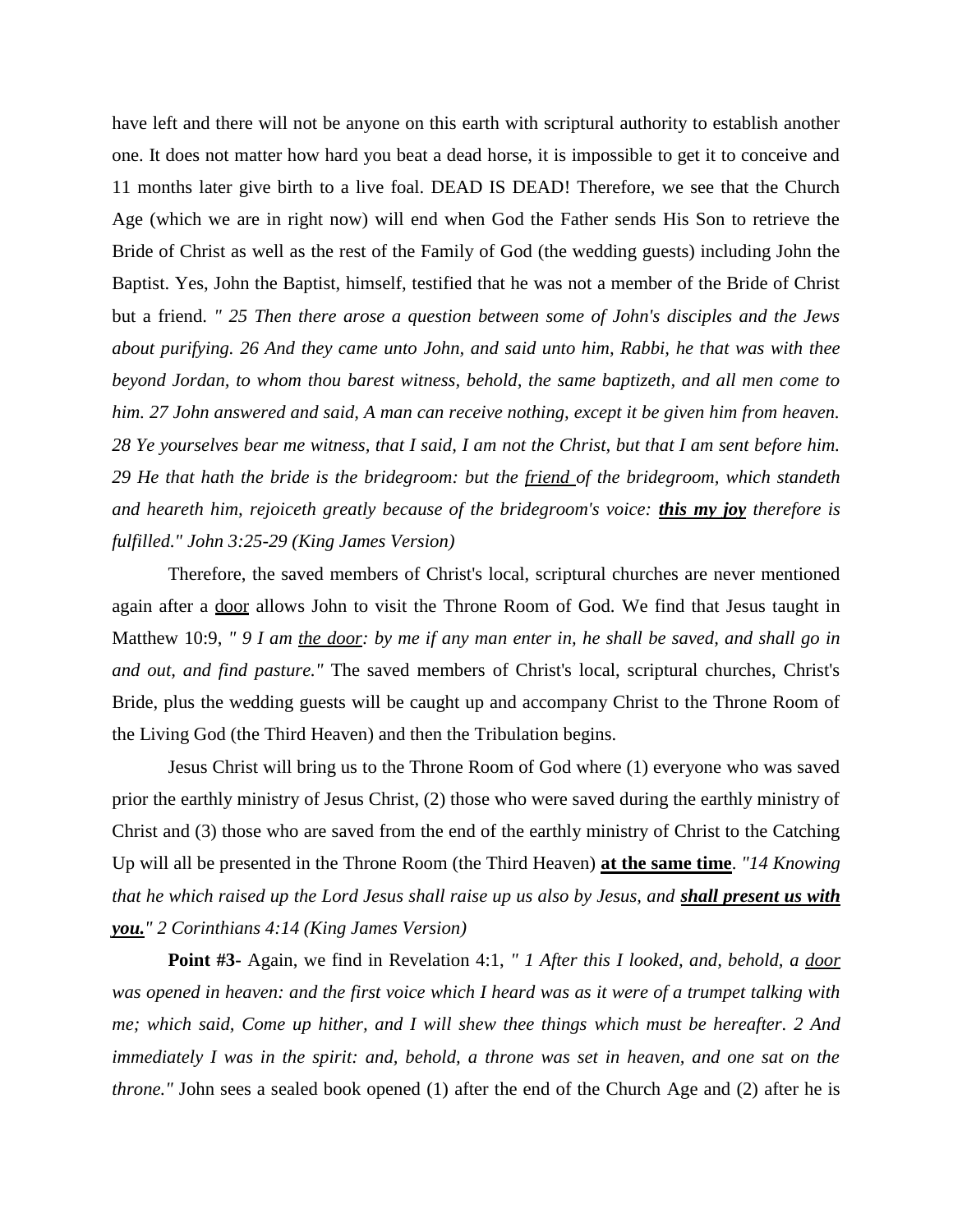have left and there will not be anyone on this earth with scriptural authority to establish another one. It does not matter how hard you beat a dead horse, it is impossible to get it to conceive and 11 months later give birth to a live foal. DEAD IS DEAD! Therefore, we see that the Church Age (which we are in right now) will end when God the Father sends His Son to retrieve the Bride of Christ as well as the rest of the Family of God (the wedding guests) including John the Baptist. Yes, John the Baptist, himself, testified that he was not a member of the Bride of Christ but a friend. *" 25 Then there arose a question between some of John's disciples and the Jews about purifying. 26 And they came unto John, and said unto him, Rabbi, he that was with thee beyond Jordan, to whom thou barest witness, behold, the same baptizeth, and all men come to him. 27 John answered and said, A man can receive nothing, except it be given him from heaven. 28 Ye yourselves bear me witness, that I said, I am not the Christ, but that I am sent before him. 29 He that hath the bride is the bridegroom: but the <u>friend</u> of the bridegroom, which standeth and heareth him, rejoiceth greatly because of the bridegroom's voice: **<u>this my joy</u>** therefore is fulfilled." John 3:25-29 (King James Version)*

Therefore, the saved members of Christ's local, scriptural churches are never mentioned again after a <u>door</u> allows John to visit the Throne Room of God. We find that Jesus taught in Matthew 10:9, *" 9 I am <u>the door</u>: by me if any man enter in, he shall be saved, and shall go in and out, and find pasture."* The saved members of Christ's local, scriptural churches, Christ's Bride, plus the wedding guests will be caught up and accompany Christ to the Throne Room of the Living God (the Third Heaven) and then the Tribulation begins.

Jesus Christ will bring us to the Throne Room of God where (1) everyone who was saved prior the earthly ministry of Jesus Christ, (2) those who were saved during the earthly ministry of Christ and (3) those who are saved from the end of the earthly ministry of Christ to the Catching Up will all be presented in the Throne Room (the Third Heaven) **<u>at the same time</u>**. *"14 Knowing that he which raised up the Lord Jesus shall raise up us also by Jesus, and **<u>shall present us with you.</u>**" 2 Corinthians 4:14 (King James Version)*

**Point #3-** Again, we find in Revelation 4:1, *" 1 After this I looked, and, behold, a <u>door</u> was opened in heaven: and the first voice which I heard was as it were of a trumpet talking with me; which said, Come up hither, and I will shew thee things which must be hereafter. 2 And immediately I was in the spirit: and, behold, a throne was set in heaven, and one sat on the throne."* John sees a sealed book opened (1) after the end of the Church Age and (2) after he is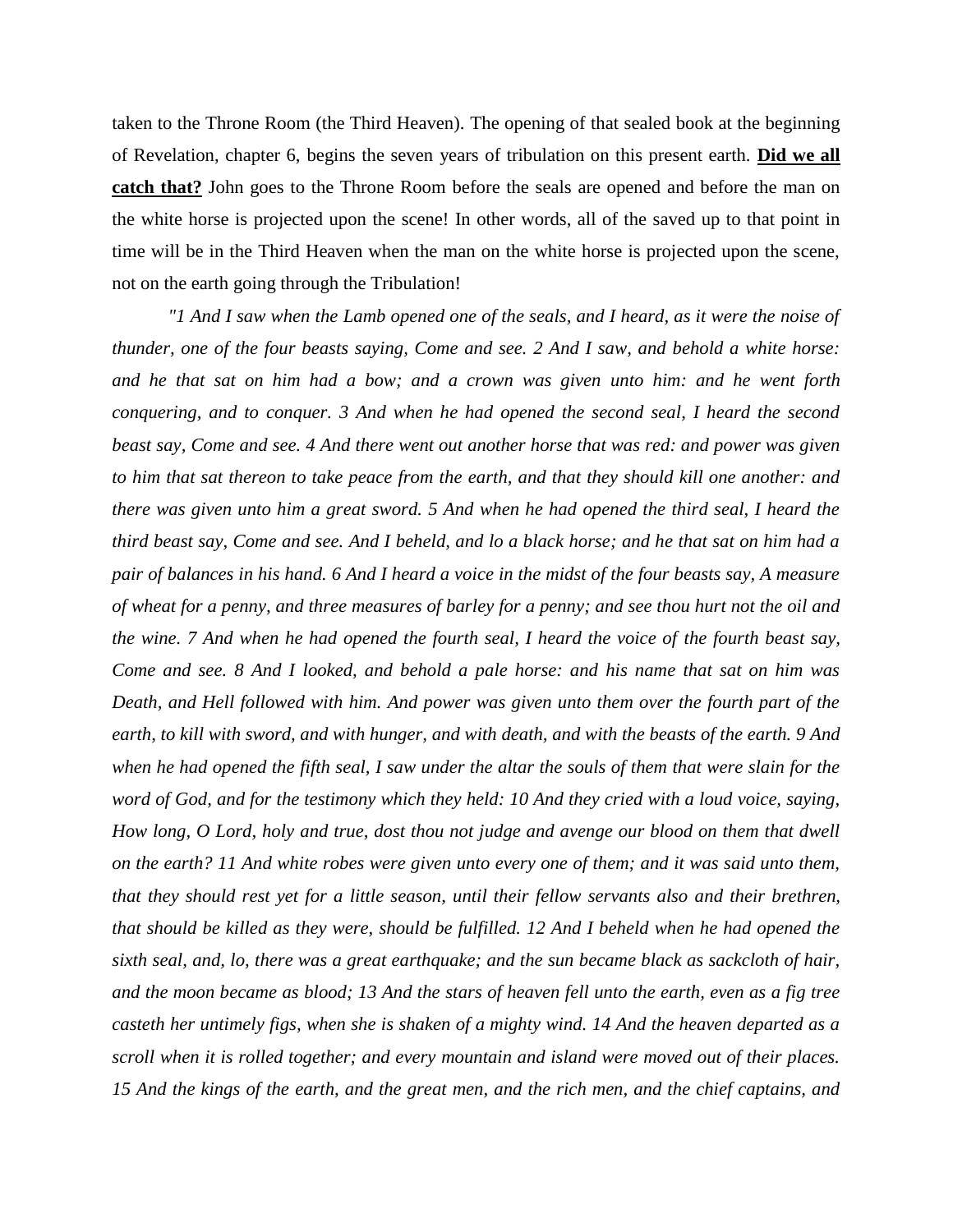taken to the Throne Room (the Third Heaven). The opening of that sealed book at the beginning of Revelation, chapter 6, begins the seven years of tribulation on this present earth. **<u>Did we all catch that?</u>** John goes to the Throne Room before the seals are opened and before the man on the white horse is projected upon the scene! In other words, all of the saved up to that point in time will be in the Third Heaven when the man on the white horse is projected upon the scene, not on the earth going through the Tribulation!

*"1 And I saw when the Lamb opened one of the seals, and I heard, as it were the noise of thunder, one of the four beasts saying, Come and see. 2 And I saw, and behold a white horse: and he that sat on him had a bow; and a crown was given unto him: and he went forth conquering, and to conquer. 3 And when he had opened the second seal, I heard the second beast say, Come and see. 4 And there went out another horse that was red: and power was given to him that sat thereon to take peace from the earth, and that they should kill one another: and there was given unto him a great sword. 5 And when he had opened the third seal, I heard the third beast say, Come and see. And I beheld, and lo a black horse; and he that sat on him had a pair of balances in his hand. 6 And I heard a voice in the midst of the four beasts say, A measure of wheat for a penny, and three measures of barley for a penny; and see thou hurt not the oil and the wine. 7 And when he had opened the fourth seal, I heard the voice of the fourth beast say, Come and see. 8 And I looked, and behold a pale horse: and his name that sat on him was Death, and Hell followed with him. And power was given unto them over the fourth part of the earth, to kill with sword, and with hunger, and with death, and with the beasts of the earth. 9 And when he had opened the fifth seal, I saw under the altar the souls of them that were slain for the word of God, and for the testimony which they held: 10 And they cried with a loud voice, saying, How long, O Lord, holy and true, dost thou not judge and avenge our blood on them that dwell on the earth? 11 And white robes were given unto every one of them; and it was said unto them, that they should rest yet for a little season, until their fellow servants also and their brethren, that should be killed as they were, should be fulfilled. 12 And I beheld when he had opened the sixth seal, and, lo, there was a great earthquake; and the sun became black as sackcloth of hair, and the moon became as blood; 13 And the stars of heaven fell unto the earth, even as a fig tree casteth her untimely figs, when she is shaken of a mighty wind. 14 And the heaven departed as a scroll when it is rolled together; and every mountain and island were moved out of their places. 15 And the kings of the earth, and the great men, and the rich men, and the chief captains, and*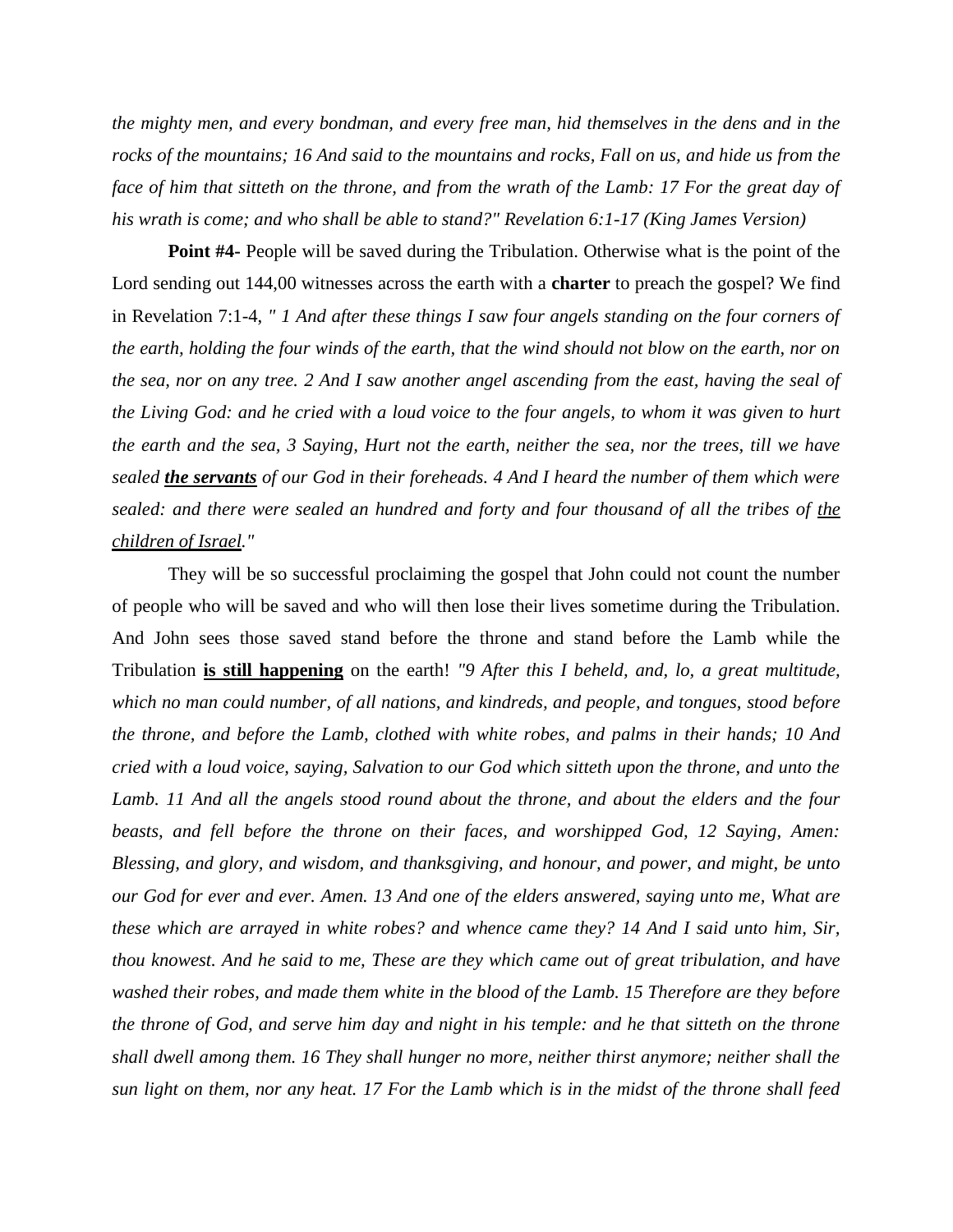*the mighty men, and every bondman, and every free man, hid themselves in the dens and in the rocks of the mountains; 16 And said to the mountains and rocks, Fall on us, and hide us from the face of him that sitteth on the throne, and from the wrath of the Lamb: 17 For the great day of his wrath is come; and who shall be able to stand?" Revelation 6:1-17 (King James Version)*

**Point #4-** People will be saved during the Tribulation. Otherwise what is the point of the Lord sending out 144,00 witnesses across the earth with a **charter** to preach the gospel? We find in Revelation 7:1-4, *" 1 And after these things I saw four angels standing on the four corners of the earth, holding the four winds of the earth, that the wind should not blow on the earth, nor on the sea, nor on any tree. 2 And I saw another angel ascending from the east, having the seal of the Living God: and he cried with a loud voice to the four angels, to whom it was given to hurt the earth and the sea, 3 Saying, Hurt not the earth, neither the sea, nor the trees, till we have sealed **<u>the servants</u>** of our God in their foreheads. 4 And I heard the number of them which were sealed: and there were sealed an hundred and forty and four thousand of all the tribes of <u>the children of Israel</u>."*

They will be so successful proclaiming the gospel that John could not count the number of people who will be saved and who will then lose their lives sometime during the Tribulation. And John sees those saved stand before the throne and stand before the Lamb while the Tribulation **<u>is still happening</u>** on the earth! *"9 After this I beheld, and, lo, a great multitude, which no man could number, of all nations, and kindreds, and people, and tongues, stood before the throne, and before the Lamb, clothed with white robes, and palms in their hands; 10 And cried with a loud voice, saying, Salvation to our God which sitteth upon the throne, and unto the Lamb. 11 And all the angels stood round about the throne, and about the elders and the four beasts, and fell before the throne on their faces, and worshipped God, 12 Saying, Amen: Blessing, and glory, and wisdom, and thanksgiving, and honour, and power, and might, be unto our God for ever and ever. Amen. 13 And one of the elders answered, saying unto me, What are these which are arrayed in white robes? and whence came they? 14 And I said unto him, Sir, thou knowest. And he said to me, These are they which came out of great tribulation, and have washed their robes, and made them white in the blood of the Lamb. 15 Therefore are they before the throne of God, and serve him day and night in his temple: and he that sitteth on the throne shall dwell among them. 16 They shall hunger no more, neither thirst anymore; neither shall the sun light on them, nor any heat. 17 For the Lamb which is in the midst of the throne shall feed*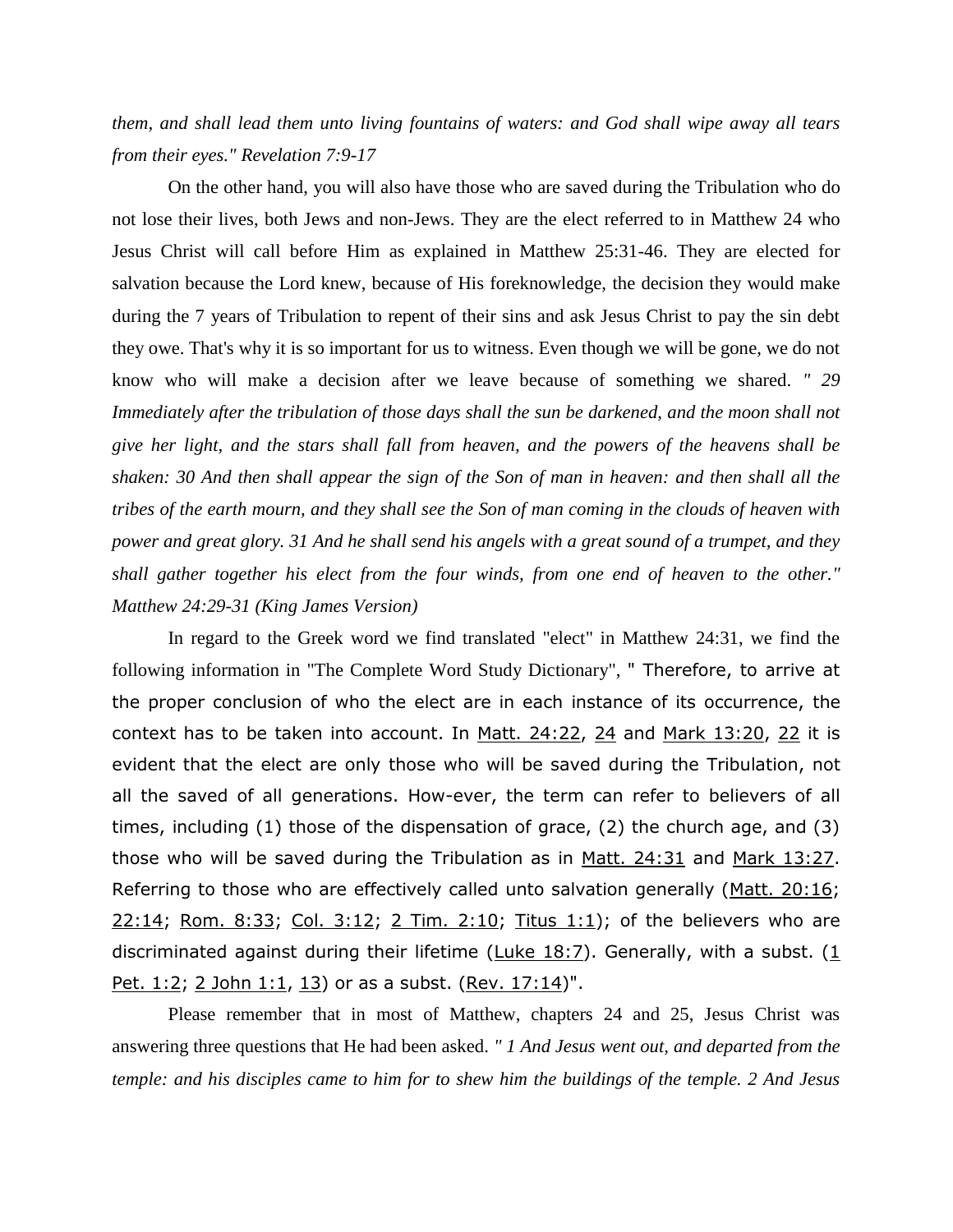*them, and shall lead them unto living fountains of waters: and God shall wipe away all tears from their eyes." Revelation 7:9-17*

On the other hand, you will also have those who are saved during the Tribulation who do not lose their lives, both Jews and non-Jews. They are the elect referred to in Matthew 24 who Jesus Christ will call before Him as explained in Matthew 25:31-46. They are elected for salvation because the Lord knew, because of His foreknowledge, the decision they would make during the 7 years of Tribulation to repent of their sins and ask Jesus Christ to pay the sin debt they owe. That's why it is so important for us to witness. Even though we will be gone, we do not know who will make a decision after we leave because of something we shared. *" 29 Immediately after the tribulation of those days shall the sun be darkened, and the moon shall not give her light, and the stars shall fall from heaven, and the powers of the heavens shall be shaken: 30 And then shall appear the sign of the Son of man in heaven: and then shall all the tribes of the earth mourn, and they shall see the Son of man coming in the clouds of heaven with power and great glory. 31 And he shall send his angels with a great sound of a trumpet, and they shall gather together his elect from the four winds, from one end of heaven to the other." Matthew 24:29-31 (King James Version)*

In regard to the Greek word we find translated "elect" in Matthew 24:31, we find the following information in "The Complete Word Study Dictionary", " Therefore, to arrive at the proper conclusion of who the elect are in each instance of its occurrence, the context has to be taken into account. In Matt. 24:22, 24 and Mark 13:20, 22 it is evident that the elect are only those who will be saved during the Tribulation, not all the saved of all generations. How-ever, the term can refer to believers of all times, including (1) those of the dispensation of grace, (2) the church age, and (3) those who will be saved during the Tribulation as in Matt. 24:31 and Mark 13:27. Referring to those who are effectively called unto salvation generally (Matt. 20:16; 22:14; Rom. 8:33; Col. 3:12; 2 Tim. 2:10; Titus 1:1); of the believers who are discriminated against during their lifetime (Luke 18:7). Generally, with a subst. (1 Pet. 1:2; 2 John 1:1, 13) or as a subst. (Rev. 17:14)".

Please remember that in most of Matthew, chapters 24 and 25, Jesus Christ was answering three questions that He had been asked. *" 1 And Jesus went out, and departed from the temple: and his disciples came to him for to shew him the buildings of the temple. 2 And Jesus*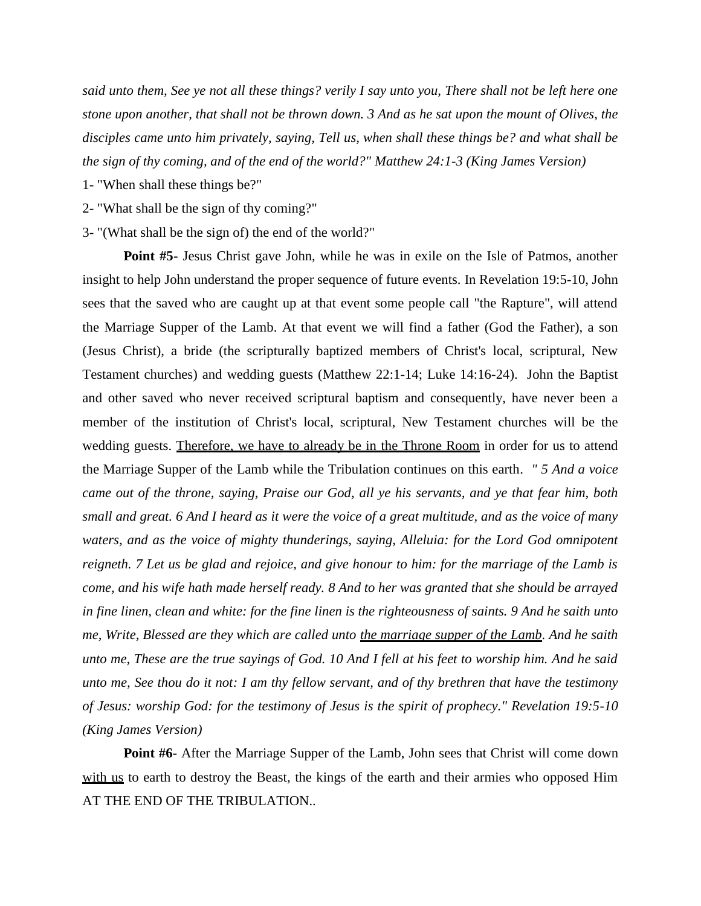*said unto them, See ye not all these things? verily I say unto you, There shall not be left here one stone upon another, that shall not be thrown down. 3 And as he sat upon the mount of Olives, the disciples came unto him privately, saying, Tell us, when shall these things be? and what shall be the sign of thy coming, and of the end of the world?" Matthew 24:1-3 (King James Version)*

1- "When shall these things be?"

2- "What shall be the sign of thy coming?"

3- "(What shall be the sign of) the end of the world?"

**Point #5-** Jesus Christ gave John, while he was in exile on the Isle of Patmos, another insight to help John understand the proper sequence of future events. In Revelation 19:5-10, John sees that the saved who are caught up at that event some people call "the Rapture", will attend the Marriage Supper of the Lamb. At that event we will find a father (God the Father), a son (Jesus Christ), a bride (the scripturally baptized members of Christ's local, scriptural, New Testament churches) and wedding guests (Matthew 22:1-14; Luke 14:16-24). John the Baptist and other saved who never received scriptural baptism and consequently, have never been a member of the institution of Christ's local, scriptural, New Testament churches will be the wedding guests. <u>Therefore, we have to already be in the Throne Room</u> in order for us to attend the Marriage Supper of the Lamb while the Tribulation continues on this earth. *" 5 And a voice came out of the throne, saying, Praise our God, all ye his servants, and ye that fear him, both small and great. 6 And I heard as it were the voice of a great multitude, and as the voice of many waters, and as the voice of mighty thunderings, saying, Alleluia: for the Lord God omnipotent reigneth. 7 Let us be glad and rejoice, and give honour to him: for the marriage of the Lamb is come, and his wife hath made herself ready. 8 And to her was granted that she should be arrayed in fine linen, clean and white: for the fine linen is the righteousness of saints. 9 And he saith unto me, Write, Blessed are they which are called unto <u>the marriage supper of the Lamb</u>. And he saith unto me, These are the true sayings of God. 10 And I fell at his feet to worship him. And he said unto me, See thou do it not: I am thy fellow servant, and of thy brethren that have the testimony of Jesus: worship God: for the testimony of Jesus is the spirit of prophecy." Revelation 19:5-10 (King James Version)*

**Point #6-** After the Marriage Supper of the Lamb, John sees that Christ will come down <u>with us</u> to earth to destroy the Beast, the kings of the earth and their armies who opposed Him AT THE END OF THE TRIBULATION..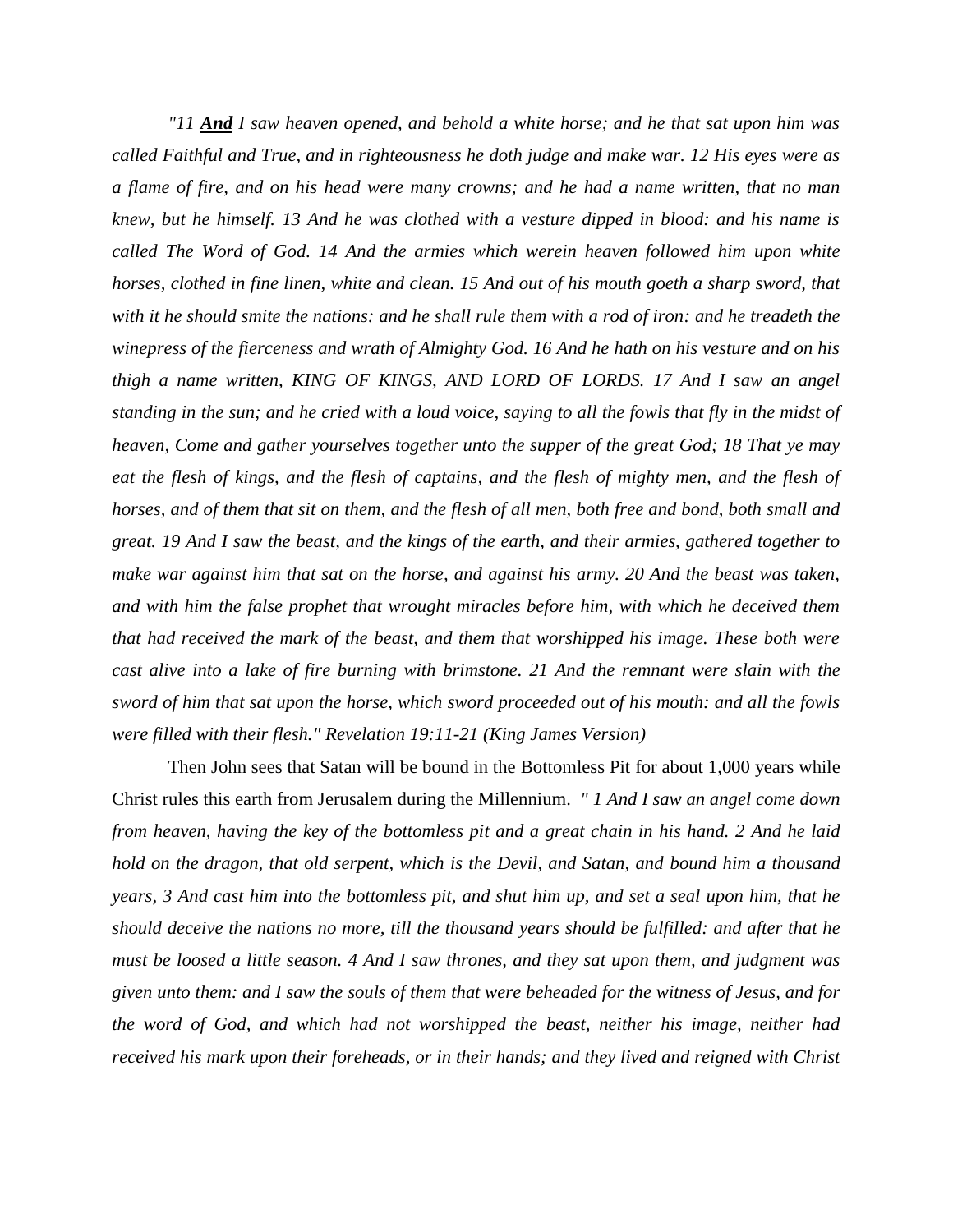*"11* ***<u>And</u>*** *I saw heaven opened, and behold a white horse; and he that sat upon him was called Faithful and True, and in righteousness he doth judge and make war. 12 His eyes were as a flame of fire, and on his head were many crowns; and he had a name written, that no man knew, but he himself. 13 And he was clothed with a vesture dipped in blood: and his name is called The Word of God. 14 And the armies which werein heaven followed him upon white horses, clothed in fine linen, white and clean. 15 And out of his mouth goeth a sharp sword, that with it he should smite the nations: and he shall rule them with a rod of iron: and he treadeth the winepress of the fierceness and wrath of Almighty God. 16 And he hath on his vesture and on his thigh a name written, KING OF KINGS, AND LORD OF LORDS. 17 And I saw an angel standing in the sun; and he cried with a loud voice, saying to all the fowls that fly in the midst of heaven, Come and gather yourselves together unto the supper of the great God; 18 That ye may eat the flesh of kings, and the flesh of captains, and the flesh of mighty men, and the flesh of horses, and of them that sit on them, and the flesh of all men, both free and bond, both small and great. 19 And I saw the beast, and the kings of the earth, and their armies, gathered together to make war against him that sat on the horse, and against his army. 20 And the beast was taken, and with him the false prophet that wrought miracles before him, with which he deceived them that had received the mark of the beast, and them that worshipped his image. These both were cast alive into a lake of fire burning with brimstone. 21 And the remnant were slain with the sword of him that sat upon the horse, which sword proceeded out of his mouth: and all the fowls were filled with their flesh." Revelation 19:11-21 (King James Version)*

Then John sees that Satan will be bound in the Bottomless Pit for about 1,000 years while Christ rules this earth from Jerusalem during the Millennium. *" 1 And I saw an angel come down from heaven, having the key of the bottomless pit and a great chain in his hand. 2 And he laid hold on the dragon, that old serpent, which is the Devil, and Satan, and bound him a thousand years, 3 And cast him into the bottomless pit, and shut him up, and set a seal upon him, that he should deceive the nations no more, till the thousand years should be fulfilled: and after that he must be loosed a little season. 4 And I saw thrones, and they sat upon them, and judgment was given unto them: and I saw the souls of them that were beheaded for the witness of Jesus, and for the word of God, and which had not worshipped the beast, neither his image, neither had received his mark upon their foreheads, or in their hands; and they lived and reigned with Christ*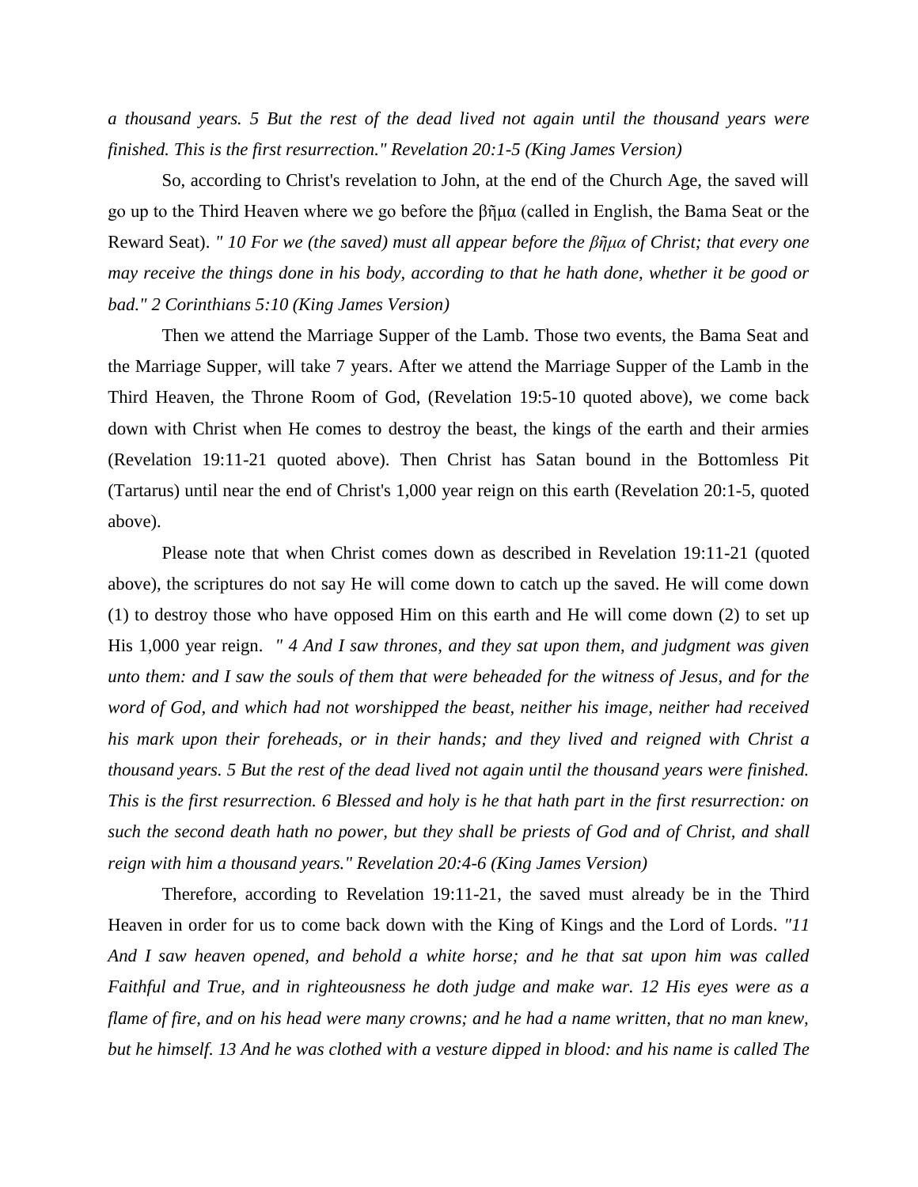*a thousand years. 5 But the rest of the dead lived not again until the thousand years were finished. This is the first resurrection." Revelation 20:1-5 (King James Version)*

So, according to Christ's revelation to John, at the end of the Church Age, the saved will go up to the Third Heaven where we go before the βῆμα (called in English, the Bama Seat or the Reward Seat). *" 10 For we (the saved) must all appear before the βῆμα of Christ; that every one may receive the things done in his body, according to that he hath done, whether it be good or bad." 2 Corinthians 5:10 (King James Version)*

Then we attend the Marriage Supper of the Lamb. Those two events, the Bama Seat and the Marriage Supper, will take 7 years. After we attend the Marriage Supper of the Lamb in the Third Heaven, the Throne Room of God, (Revelation 19:5-10 quoted above), we come back down with Christ when He comes to destroy the beast, the kings of the earth and their armies (Revelation 19:11-21 quoted above). Then Christ has Satan bound in the Bottomless Pit (Tartarus) until near the end of Christ's 1,000 year reign on this earth (Revelation 20:1-5, quoted above).

Please note that when Christ comes down as described in Revelation 19:11-21 (quoted above), the scriptures do not say He will come down to catch up the saved. He will come down (1) to destroy those who have opposed Him on this earth and He will come down (2) to set up His 1,000 year reign. *" 4 And I saw thrones, and they sat upon them, and judgment was given unto them: and I saw the souls of them that were beheaded for the witness of Jesus, and for the word of God, and which had not worshipped the beast, neither his image, neither had received his mark upon their foreheads, or in their hands; and they lived and reigned with Christ a thousand years. 5 But the rest of the dead lived not again until the thousand years were finished. This is the first resurrection. 6 Blessed and holy is he that hath part in the first resurrection: on such the second death hath no power, but they shall be priests of God and of Christ, and shall reign with him a thousand years." Revelation 20:4-6 (King James Version)*

Therefore, according to Revelation 19:11-21, the saved must already be in the Third Heaven in order for us to come back down with the King of Kings and the Lord of Lords. *"11 And I saw heaven opened, and behold a white horse; and he that sat upon him was called Faithful and True, and in righteousness he doth judge and make war. 12 His eyes were as a flame of fire, and on his head were many crowns; and he had a name written, that no man knew, but he himself. 13 And he was clothed with a vesture dipped in blood: and his name is called The*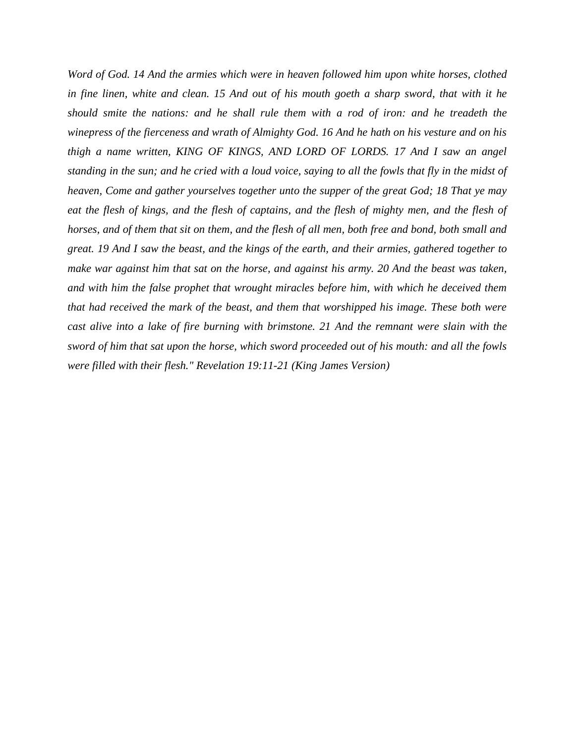*Word of God. 14 And the armies which were in heaven followed him upon white horses, clothed in fine linen, white and clean. 15 And out of his mouth goeth a sharp sword, that with it he should smite the nations: and he shall rule them with a rod of iron: and he treadeth the winepress of the fierceness and wrath of Almighty God. 16 And he hath on his vesture and on his thigh a name written, KING OF KINGS, AND LORD OF LORDS. 17 And I saw an angel standing in the sun; and he cried with a loud voice, saying to all the fowls that fly in the midst of heaven, Come and gather yourselves together unto the supper of the great God; 18 That ye may eat the flesh of kings, and the flesh of captains, and the flesh of mighty men, and the flesh of horses, and of them that sit on them, and the flesh of all men, both free and bond, both small and great. 19 And I saw the beast, and the kings of the earth, and their armies, gathered together to make war against him that sat on the horse, and against his army. 20 And the beast was taken, and with him the false prophet that wrought miracles before him, with which he deceived them that had received the mark of the beast, and them that worshipped his image. These both were cast alive into a lake of fire burning with brimstone. 21 And the remnant were slain with the sword of him that sat upon the horse, which sword proceeded out of his mouth: and all the fowls were filled with their flesh." Revelation 19:11-21 (King James Version)*